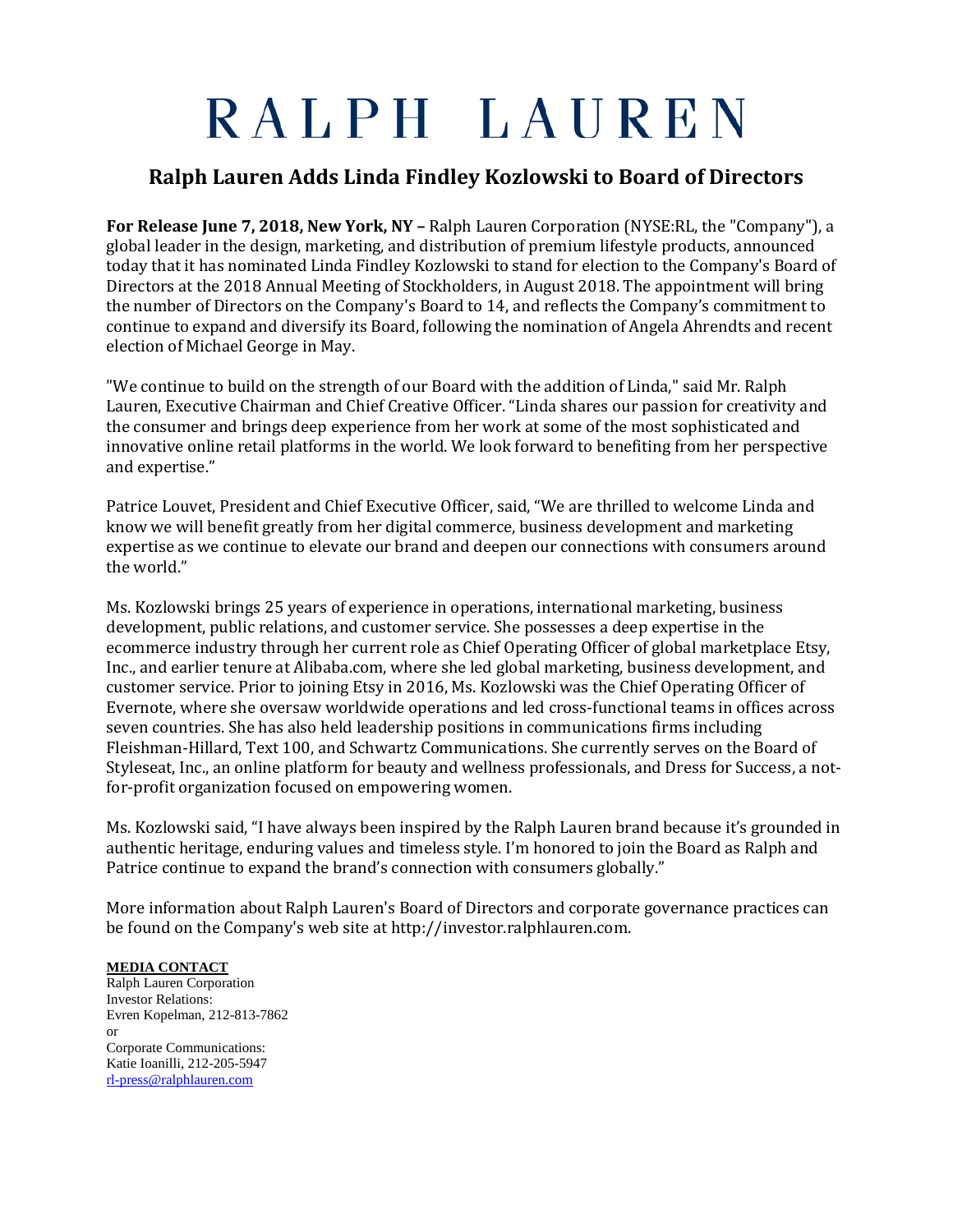# RALPH LAUREN

## Ralph Lauren Adds Linda Findley Kozlowski to Board of Directors

**For Release June 7, 2018, New York, NY –** Ralph Lauren Corporation (NYSE:RL, the "Company"), a global leader in the design, marketing, and distribution of premium lifestyle products, announced today that it has nominated Linda Findley Kozlowski to stand for election to the Company's Board of Directors at the 2018 Annual Meeting of Stockholders, in August 2018. The appointment will bring the number of Directors on the Company's Board to 14, and reflects the Company's commitment to continue to expand and diversify its Board, following the nomination of Angela Ahrendts and recent election of Michael George in May.

"We continue to build on the strength of our Board with the addition of Linda," said Mr. Ralph Lauren, Executive Chairman and Chief Creative Officer. "Linda shares our passion for creativity and the consumer and brings deep experience from her work at some of the most sophisticated and innovative online retail platforms in the world. We look forward to benefiting from her perspective and expertise."

Patrice Louvet, President and Chief Executive Officer, said, "We are thrilled to welcome Linda and know we will benefit greatly from her digital commerce, business development and marketing expertise as we continue to elevate our brand and deepen our connections with consumers around the world."

Ms. Kozlowski brings 25 years of experience in operations, international marketing, business development, public relations, and customer service. She possesses a deep expertise in the ecommerce industry through her current role as Chief Operating Officer of global marketplace Etsy, Inc., and earlier tenure at Alibaba.com, where she led global marketing, business development, and customer service. Prior to joining Etsy in 2016, Ms. Kozlowski was the Chief Operating Officer of Evernote, where she oversaw worldwide operations and led cross-functional teams in offices across seven countries. She has also held leadership positions in communications firms including Fleishman-Hillard, Text 100, and Schwartz Communications. She currently serves on the Board of Styleseat, Inc., an online platform for beauty and wellness professionals, and Dress for Success, a not-for-profit organization focused on empowering women.

Ms. Kozlowski said, "I have always been inspired by the Ralph Lauren brand because it's grounded in authentic heritage, enduring values and timeless style. I'm honored to join the Board as Ralph and Patrice continue to expand the brand's connection with consumers globally."

More information about Ralph Lauren's Board of Directors and corporate governance practices can be found on the Company's web site at http://investor.ralphlauren.com.

**MEDIA CONTACT**
Ralph Lauren Corporation
Investor Relations:
Evren Kopelman, 212-813-7862
or
Corporate Communications:
Katie Ioanilli, 212-205-5947
rl-press@ralphlauren.com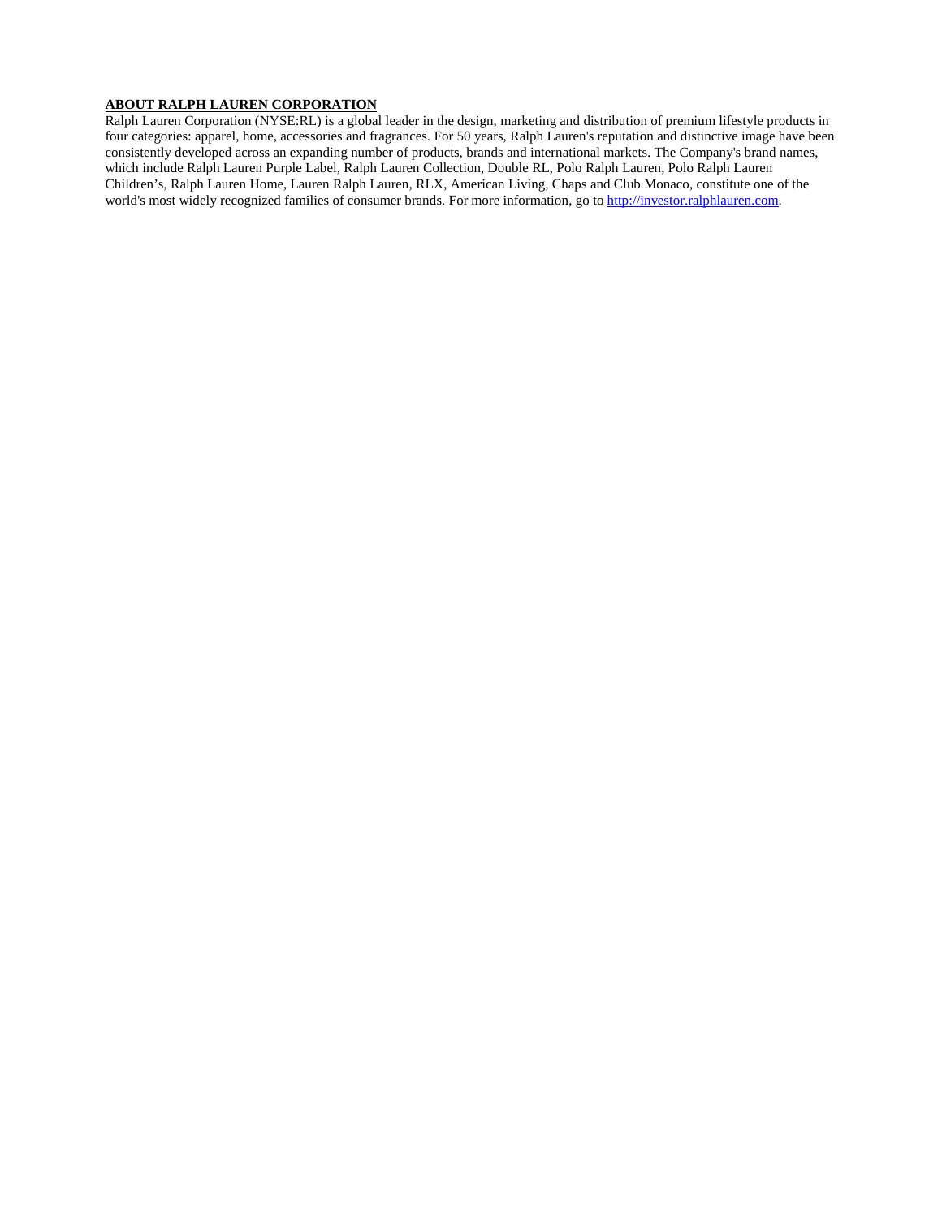**ABOUT RALPH LAUREN CORPORATION**

Ralph Lauren Corporation (NYSE:RL) is a global leader in the design, marketing and distribution of premium lifestyle products in four categories: apparel, home, accessories and fragrances. For 50 years, Ralph Lauren's reputation and distinctive image have been consistently developed across an expanding number of products, brands and international markets. The Company's brand names, which include Ralph Lauren Purple Label, Ralph Lauren Collection, Double RL, Polo Ralph Lauren, Polo Ralph Lauren Children's, Ralph Lauren Home, Lauren Ralph Lauren, RLX, American Living, Chaps and Club Monaco, constitute one of the world's most widely recognized families of consumer brands. For more information, go to http://investor.ralphlauren.com.